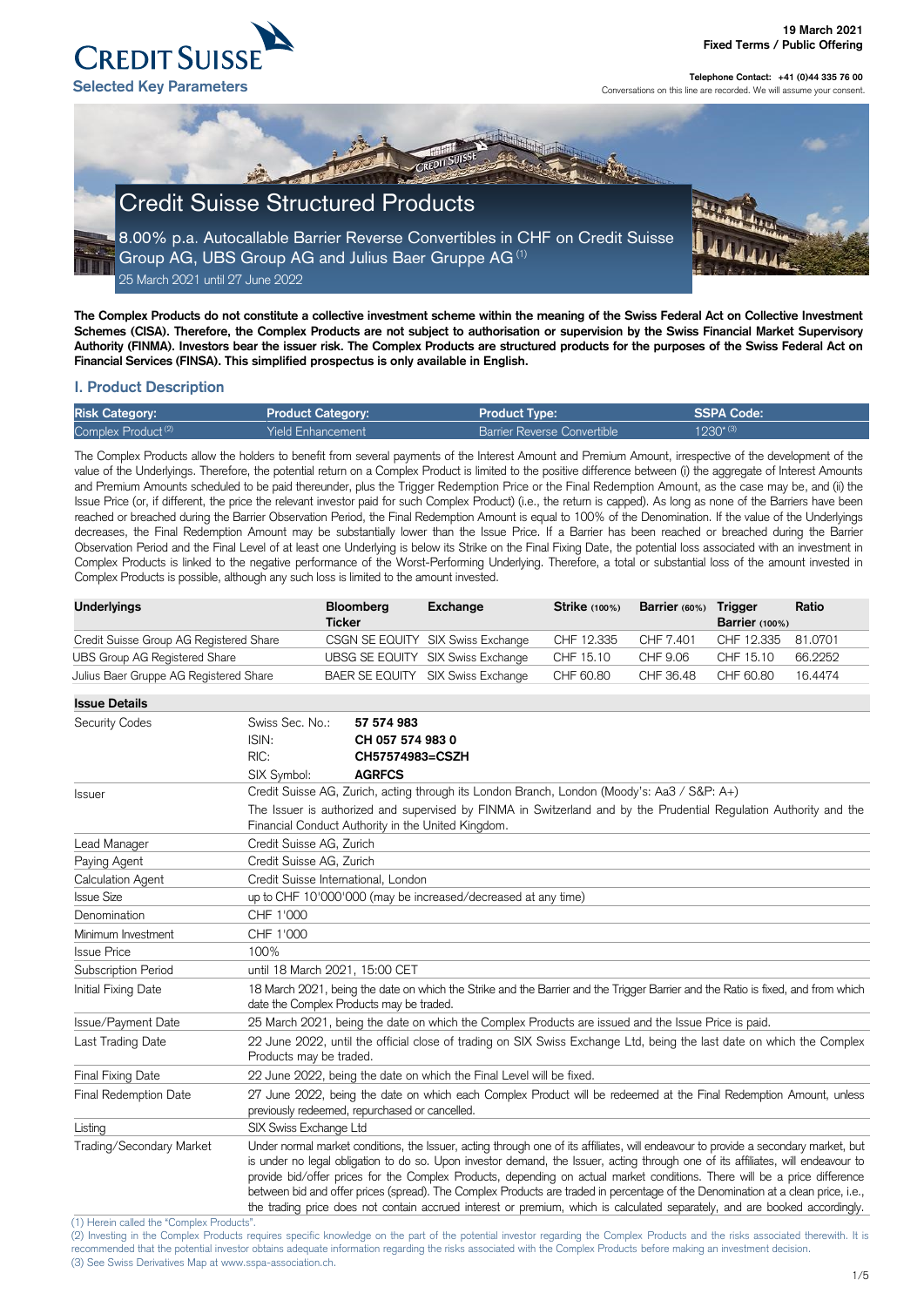**CREDIT SUISSE**

**Selected Key Parameters**

**19 March 2021**
**Fixed Terms / Public Offering**

**Telephone Contact: +41 (0)44 335 76 00**
Conversations on this line are recorded. We will assume your consent.

# Credit Suisse Structured Products

8.00% p.a. Autocallable Barrier Reverse Convertibles in CHF on Credit Suisse Group AG, UBS Group AG and Julius Baer Gruppe AG [1]

25 March 2021 until 27 June 2022

**The Complex Products do not constitute a collective investment scheme within the meaning of the Swiss Federal Act on Collective Investment Schemes (CISA). Therefore, the Complex Products are not subject to authorisation or supervision by the Swiss Financial Market Supervisory Authority (FINMA). Investors bear the issuer risk. The Complex Products are structured products for the purposes of the Swiss Federal Act on Financial Services (FINSA). This simplified prospectus is only available in English.**

## I. Product Description

| Risk Category: | Product Category: | Product Type: | SSPA Code: |
|---|---|---|---|
| Complex Product [2] | Yield Enhancement | Barrier Reverse Convertible | 1230* [3] |

The Complex Products allow the holders to benefit from several payments of the Interest Amount and Premium Amount, irrespective of the development of the value of the Underlyings. Therefore, the potential return on a Complex Product is limited to the positive difference between (i) the aggregate of Interest Amounts and Premium Amounts scheduled to be paid thereunder, plus the Trigger Redemption Price or the Final Redemption Amount, as the case may be, and (ii) the Issue Price (or, if different, the price the relevant investor paid for such Complex Product) (i.e., the return is capped). As long as none of the Barriers have been reached or breached during the Barrier Observation Period, the Final Redemption Amount is equal to 100% of the Denomination. If the value of the Underlyings decreases, the Final Redemption Amount may be substantially lower than the Issue Price. If a Barrier has been reached or breached during the Barrier Observation Period and the Final Level of at least one Underlying is below its Strike on the Final Fixing Date, the potential loss associated with an investment in Complex Products is linked to the negative performance of the Worst-Performing Underlying. Therefore, a total or substantial loss of the amount invested in Complex Products is possible, although any such loss is limited to the amount invested.

| Underlyings | Bloomberg Ticker | Exchange | Strike (100%) | Barrier (60%) | Trigger Barrier (100%) | Ratio |
|---|---|---|---|---|---|---|
| Credit Suisse Group AG Registered Share | CSGN SE EQUITY | SIX Swiss Exchange | CHF 12.335 | CHF 7.401 | CHF 12.335 | 81.0701 |
| UBS Group AG Registered Share | UBSG SE EQUITY | SIX Swiss Exchange | CHF 15.10 | CHF 9.06 | CHF 15.10 | 66.2252 |
| Julius Baer Gruppe AG Registered Share | BAER SE EQUITY | SIX Swiss Exchange | CHF 60.80 | CHF 36.48 | CHF 60.80 | 16.4474 |

| Issue Details | |
|---|---|
| Security Codes | Swiss Sec. No.: **57 574 983**<br>ISIN: **CH 057 574 983 0**<br>RIC: **CH57574983=CSZH**<br>SIX Symbol: **AGRFCS** |
| Issuer | Credit Suisse AG, Zurich, acting through its London Branch, London (Moody's: Aa3 / S&P: A+)<br>The Issuer is authorized and supervised by FINMA in Switzerland and by the Prudential Regulation Authority and the Financial Conduct Authority in the United Kingdom. |
| Lead Manager | Credit Suisse AG, Zurich |
| Paying Agent | Credit Suisse AG, Zurich |
| Calculation Agent | Credit Suisse International, London |
| Issue Size | up to CHF 10'000'000 (may be increased/decreased at any time) |
| Denomination | CHF 1'000 |
| Minimum Investment | CHF 1'000 |
| Issue Price | 100% |
| Subscription Period | until 18 March 2021, 15:00 CET |
| Initial Fixing Date | 18 March 2021, being the date on which the Strike and the Barrier and the Trigger Barrier and the Ratio is fixed, and from which date the Complex Products may be traded. |
| Issue/Payment Date | 25 March 2021, being the date on which the Complex Products are issued and the Issue Price is paid. |
| Last Trading Date | 22 June 2022, until the official close of trading on SIX Swiss Exchange Ltd, being the last date on which the Complex Products may be traded. |
| Final Fixing Date | 22 June 2022, being the date on which the Final Level will be fixed. |
| Final Redemption Date | 27 June 2022, being the date on which each Complex Product will be redeemed at the Final Redemption Amount, unless previously redeemed, repurchased or cancelled. |
| Listing | SIX Swiss Exchange Ltd |
| Trading/Secondary Market | Under normal market conditions, the Issuer, acting through one of its affiliates, will endeavour to provide a secondary market, but is under no legal obligation to do so. Upon investor demand, the Issuer, acting through one of its affiliates, will endeavour to provide bid/offer prices for the Complex Products, depending on actual market conditions. There will be a price difference between bid and offer prices (spread). The Complex Products are traded in percentage of the Denomination at a clean price, i.e., the trading price does not contain accrued interest or premium, which is calculated separately, and are booked accordingly. |

(1) Herein called the "Complex Products".
(2) Investing in the Complex Products requires specific knowledge on the part of the potential investor regarding the Complex Products and the risks associated therewith. It is recommended that the potential investor obtains adequate information regarding the risks associated with the Complex Products before making an investment decision.
(3) See Swiss Derivatives Map at www.sspa-association.ch.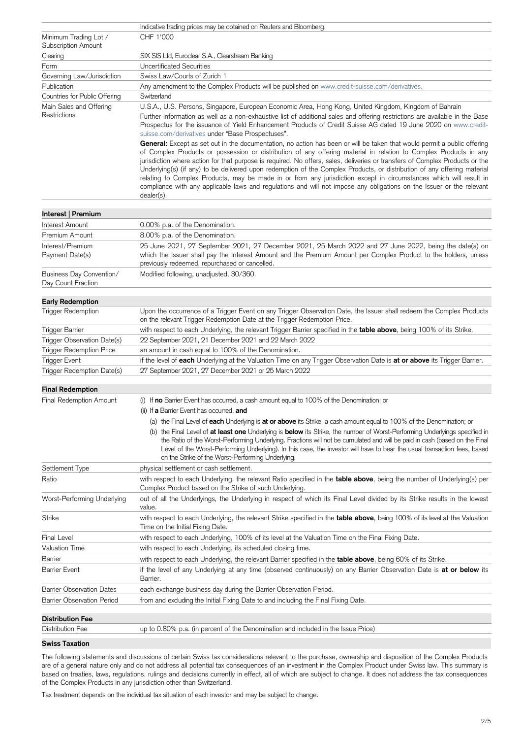| | |
|---|---|
| | Indicative trading prices may be obtained on Reuters and Bloomberg. |
| Minimum Trading Lot / Subscription Amount | CHF 1'000 |
| Clearing | SIX SIS Ltd, Euroclear S.A., Clearstream Banking |
| Form | Uncertificated Securities |
| Governing Law/Jurisdiction | Swiss Law/Courts of Zurich 1 |
| Publication | Any amendment to the Complex Products will be published on www.credit-suisse.com/derivatives. |
| Countries for Public Offering | Switzerland |
| Main Sales and Offering Restrictions | U.S.A., U.S. Persons, Singapore, European Economic Area, Hong Kong, United Kingdom, Kingdom of Bahrain<br>Further information as well as a non-exhaustive list of additional sales and offering restrictions are available in the Base Prospectus for the issuance of Yield Enhancement Products of Credit Suisse AG dated 19 June 2020 on www.credit-suisse.com/derivatives under "Base Prospectuses".<br>**General:** Except as set out in the documentation, no action has been or will be taken that would permit a public offering of Complex Products or possession or distribution of any offering material in relation to Complex Products in any jurisdiction where action for that purpose is required. No offers, sales, deliveries or transfers of Complex Products or the Underlying(s) (if any) to be delivered upon redemption of the Complex Products, or distribution of any offering material relating to Complex Products, may be made in or from any jurisdiction except in circumstances which will result in compliance with any applicable laws and regulations and will not impose any obligations on the Issuer or the relevant dealer(s). |

## Interest | Premium

| | |
|---|---|
| Interest Amount | 0.00% p.a. of the Denomination. |
| Premium Amount | 8.00% p.a. of the Denomination. |
| Interest/Premium Payment Date(s) | 25 June 2021, 27 September 2021, 27 December 2021, 25 March 2022 and 27 June 2022, being the date(s) on which the Issuer shall pay the Interest Amount and the Premium Amount per Complex Product to the holders, unless previously redeemed, repurchased or cancelled. |
| Business Day Convention/ Day Count Fraction | Modified following, unadjusted, 30/360. |

## Early Redemption

| | |
|---|---|
| Trigger Redemption | Upon the occurrence of a Trigger Event on any Trigger Observation Date, the Issuer shall redeem the Complex Products on the relevant Trigger Redemption Date at the Trigger Redemption Price. |
| Trigger Barrier | with respect to each Underlying, the relevant Trigger Barrier specified in the **table above**, being 100% of its Strike. |
| Trigger Observation Date(s) | 22 September 2021, 21 December 2021 and 22 March 2022 |
| Trigger Redemption Price | an amount in cash equal to 100% of the Denomination. |
| Trigger Event | if the level of **each** Underlying at the Valuation Time on any Trigger Observation Date is **at or above** its Trigger Barrier. |
| Trigger Redemption Date(s) | 27 September 2021, 27 December 2021 or 25 March 2022 |

## Final Redemption

| | |
|---|---|
| Final Redemption Amount | (i) If **no** Barrier Event has occurred, a cash amount equal to 100% of the Denomination; or<br>(ii) If **a** Barrier Event has occurred, **and**<br>(a) the Final Level of **each** Underlying is **at or above** its Strike, a cash amount equal to 100% of the Denomination; or<br>(b) the Final Level of **at least one** Underlying is **below** its Strike, the number of Worst-Performing Underlyings specified in the Ratio of the Worst-Performing Underlying. Fractions will not be cumulated and will be paid in cash (based on the Final Level of the Worst-Performing Underlying). In this case, the investor will have to bear the usual transaction fees, based on the Strike of the Worst-Performing Underlying. |
| Settlement Type | physical settlement or cash settlement. |
| Ratio | with respect to each Underlying, the relevant Ratio specified in the **table above**, being the number of Underlying(s) per Complex Product based on the Strike of such Underlying. |
| Worst-Performing Underlying | out of all the Underlyings, the Underlying in respect of which its Final Level divided by its Strike results in the lowest value. |
| Strike | with respect to each Underlying, the relevant Strike specified in the **table above**, being 100% of its level at the Valuation Time on the Initial Fixing Date. |
| Final Level | with respect to each Underlying, 100% of its level at the Valuation Time on the Final Fixing Date. |
| Valuation Time | with respect to each Underlying, its scheduled closing time. |
| Barrier | with respect to each Underlying, the relevant Barrier specified in the **table above**, being 60% of its Strike. |
| Barrier Event | if the level of any Underlying at any time (observed continuously) on any Barrier Observation Date is **at or below** its Barrier. |
| Barrier Observation Dates | each exchange business day during the Barrier Observation Period. |
| Barrier Observation Period | from and excluding the Initial Fixing Date to and including the Final Fixing Date. |

## Distribution Fee

| | |
|---|---|
| Distribution Fee | up to 0.80% p.a. (in percent of the Denomination and included in the Issue Price) |

## Swiss Taxation

The following statements and discussions of certain Swiss tax considerations relevant to the purchase, ownership and disposition of the Complex Products are of a general nature only and do not address all potential tax consequences of an investment in the Complex Product under Swiss law. This summary is based on treaties, laws, regulations, rulings and decisions currently in effect, all of which are subject to change. It does not address the tax consequences of the Complex Products in any jurisdiction other than Switzerland.

Tax treatment depends on the individual tax situation of each investor and may be subject to change.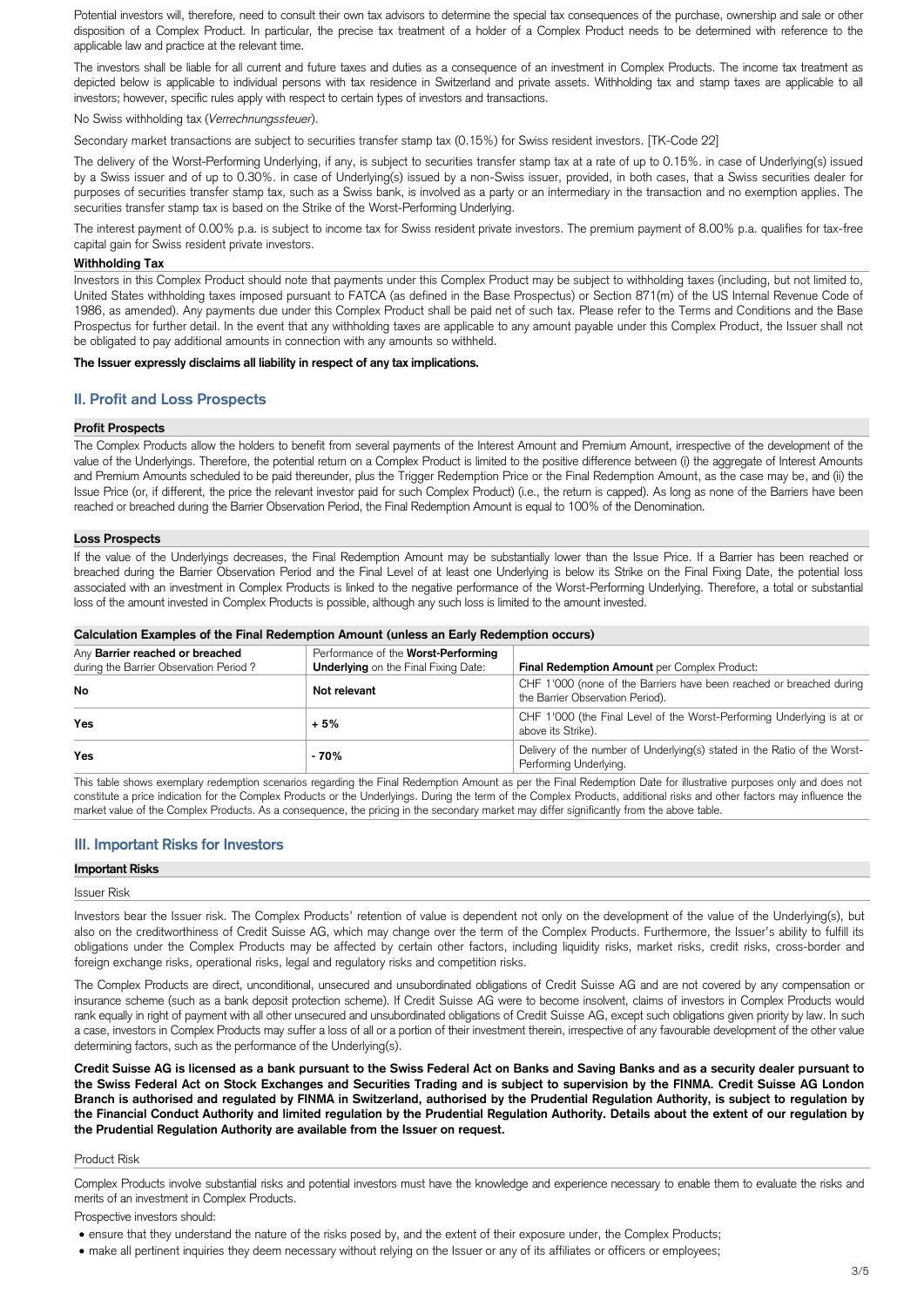Potential investors will, therefore, need to consult their own tax advisors to determine the special tax consequences of the purchase, ownership and sale or other disposition of a Complex Product. In particular, the precise tax treatment of a holder of a Complex Product needs to be determined with reference to the applicable law and practice at the relevant time.

The investors shall be liable for all current and future taxes and duties as a consequence of an investment in Complex Products. The income tax treatment as depicted below is applicable to individual persons with tax residence in Switzerland and private assets. Withholding tax and stamp taxes are applicable to all investors; however, specific rules apply with respect to certain types of investors and transactions.

No Swiss withholding tax (*Verrechnungssteuer*).

Secondary market transactions are subject to securities transfer stamp tax (0.15%) for Swiss resident investors. [TK-Code 22]

The delivery of the Worst-Performing Underlying, if any, is subject to securities transfer stamp tax at a rate of up to 0.15%. in case of Underlying(s) issued by a Swiss issuer and of up to 0.30%. in case of Underlying(s) issued by a non-Swiss issuer, provided, in both cases, that a Swiss securities dealer for purposes of securities transfer stamp tax, such as a Swiss bank, is involved as a party or an intermediary in the transaction and no exemption applies. The securities transfer stamp tax is based on the Strike of the Worst-Performing Underlying.

The interest payment of 0.00% p.a. is subject to income tax for Swiss resident private investors. The premium payment of 8.00% p.a. qualifies for tax-free capital gain for Swiss resident private investors.

**Withholding Tax**

Investors in this Complex Product should note that payments under this Complex Product may be subject to withholding taxes (including, but not limited to, United States withholding taxes imposed pursuant to FATCA (as defined in the Base Prospectus) or Section 871(m) of the US Internal Revenue Code of 1986, as amended). Any payments due under this Complex Product shall be paid net of such tax. Please refer to the Terms and Conditions and the Base Prospectus for further detail. In the event that any withholding taxes are applicable to any amount payable under this Complex Product, the Issuer shall not be obligated to pay additional amounts in connection with any amounts so withheld.

**The Issuer expressly disclaims all liability in respect of any tax implications.**

## II. Profit and Loss Prospects

**Profit Prospects**

The Complex Products allow the holders to benefit from several payments of the Interest Amount and Premium Amount, irrespective of the development of the value of the Underlyings. Therefore, the potential return on a Complex Product is limited to the positive difference between (i) the aggregate of Interest Amounts and Premium Amounts scheduled to be paid thereunder, plus the Trigger Redemption Price or the Final Redemption Amount, as the case may be, and (ii) the Issue Price (or, if different, the price the relevant investor paid for such Complex Product) (i.e., the return is capped). As long as none of the Barriers have been reached or breached during the Barrier Observation Period, the Final Redemption Amount is equal to 100% of the Denomination.

**Loss Prospects**

If the value of the Underlyings decreases, the Final Redemption Amount may be substantially lower than the Issue Price. If a Barrier has been reached or breached during the Barrier Observation Period and the Final Level of at least one Underlying is below its Strike on the Final Fixing Date, the potential loss associated with an investment in Complex Products is linked to the negative performance of the Worst-Performing Underlying. Therefore, a total or substantial loss of the amount invested in Complex Products is possible, although any such loss is limited to the amount invested.

**Calculation Examples of the Final Redemption Amount (unless an Early Redemption occurs)**

| Any **Barrier reached or breached** during the Barrier Observation Period ? | Performance of the **Worst-Performing Underlying** on the Final Fixing Date: | **Final Redemption Amount** per Complex Product: |
|---|---|---|
| **No** | **Not relevant** | CHF 1'000 (none of the Barriers have been reached or breached during the Barrier Observation Period). |
| **Yes** | **+ 5%** | CHF 1'000 (the Final Level of the Worst-Performing Underlying is at or above its Strike). |
| **Yes** | **- 70%** | Delivery of the number of Underlying(s) stated in the Ratio of the Worst-Performing Underlying. |

This table shows exemplary redemption scenarios regarding the Final Redemption Amount as per the Final Redemption Date for illustrative purposes only and does not constitute a price indication for the Complex Products or the Underlyings. During the term of the Complex Products, additional risks and other factors may influence the market value of the Complex Products. As a consequence, the pricing in the secondary market may differ significantly from the above table.

## III. Important Risks for Investors

**Important Risks**

Issuer Risk

Investors bear the Issuer risk. The Complex Products' retention of value is dependent not only on the development of the value of the Underlying(s), but also on the creditworthiness of Credit Suisse AG, which may change over the term of the Complex Products. Furthermore, the Issuer's ability to fulfill its obligations under the Complex Products may be affected by certain other factors, including liquidity risks, market risks, credit risks, cross-border and foreign exchange risks, operational risks, legal and regulatory risks and competition risks.

The Complex Products are direct, unconditional, unsecured and unsubordinated obligations of Credit Suisse AG and are not covered by any compensation or insurance scheme (such as a bank deposit protection scheme). If Credit Suisse AG were to become insolvent, claims of investors in Complex Products would rank equally in right of payment with all other unsecured and unsubordinated obligations of Credit Suisse AG, except such obligations given priority by law. In such a case, investors in Complex Products may suffer a loss of all or a portion of their investment therein, irrespective of any favourable development of the other value determining factors, such as the performance of the Underlying(s).

**Credit Suisse AG is licensed as a bank pursuant to the Swiss Federal Act on Banks and Saving Banks and as a security dealer pursuant to the Swiss Federal Act on Stock Exchanges and Securities Trading and is subject to supervision by the FINMA. Credit Suisse AG London Branch is authorised and regulated by FINMA in Switzerland, authorised by the Prudential Regulation Authority, is subject to regulation by the Financial Conduct Authority and limited regulation by the Prudential Regulation Authority. Details about the extent of our regulation by the Prudential Regulation Authority are available from the Issuer on request.**

Product Risk

Complex Products involve substantial risks and potential investors must have the knowledge and experience necessary to enable them to evaluate the risks and merits of an investment in Complex Products.

Prospective investors should:

- ensure that they understand the nature of the risks posed by, and the extent of their exposure under, the Complex Products;
- make all pertinent inquiries they deem necessary without relying on the Issuer or any of its affiliates or officers or employees;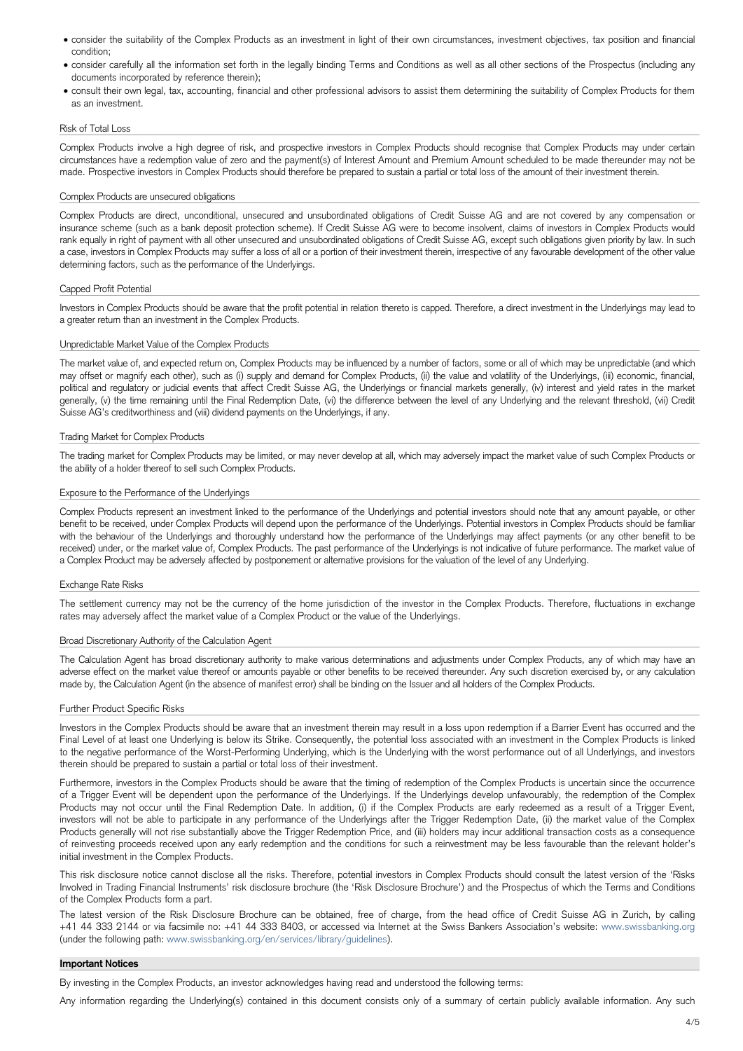- consider the suitability of the Complex Products as an investment in light of their own circumstances, investment objectives, tax position and financial condition;
- consider carefully all the information set forth in the legally binding Terms and Conditions as well as all other sections of the Prospectus (including any documents incorporated by reference therein);
- consult their own legal, tax, accounting, financial and other professional advisors to assist them determining the suitability of Complex Products for them as an investment.

### Risk of Total Loss

Complex Products involve a high degree of risk, and prospective investors in Complex Products should recognise that Complex Products may under certain circumstances have a redemption value of zero and the payment(s) of Interest Amount and Premium Amount scheduled to be made thereunder may not be made. Prospective investors in Complex Products should therefore be prepared to sustain a partial or total loss of the amount of their investment therein.

### Complex Products are unsecured obligations

Complex Products are direct, unconditional, unsecured and unsubordinated obligations of Credit Suisse AG and are not covered by any compensation or insurance scheme (such as a bank deposit protection scheme). If Credit Suisse AG were to become insolvent, claims of investors in Complex Products would rank equally in right of payment with all other unsecured and unsubordinated obligations of Credit Suisse AG, except such obligations given priority by law. In such a case, investors in Complex Products may suffer a loss of all or a portion of their investment therein, irrespective of any favourable development of the other value determining factors, such as the performance of the Underlyings.

### Capped Profit Potential

Investors in Complex Products should be aware that the profit potential in relation thereto is capped. Therefore, a direct investment in the Underlyings may lead to a greater return than an investment in the Complex Products.

### Unpredictable Market Value of the Complex Products

The market value of, and expected return on, Complex Products may be influenced by a number of factors, some or all of which may be unpredictable (and which may offset or magnify each other), such as (i) supply and demand for Complex Products, (ii) the value and volatility of the Underlyings, (iii) economic, financial, political and regulatory or judicial events that affect Credit Suisse AG, the Underlyings or financial markets generally, (iv) interest and yield rates in the market generally, (v) the time remaining until the Final Redemption Date, (vi) the difference between the level of any Underlying and the relevant threshold, (vii) Credit Suisse AG's creditworthiness and (viii) dividend payments on the Underlyings, if any.

### Trading Market for Complex Products

The trading market for Complex Products may be limited, or may never develop at all, which may adversely impact the market value of such Complex Products or the ability of a holder thereof to sell such Complex Products.

### Exposure to the Performance of the Underlyings

Complex Products represent an investment linked to the performance of the Underlyings and potential investors should note that any amount payable, or other benefit to be received, under Complex Products will depend upon the performance of the Underlyings. Potential investors in Complex Products should be familiar with the behaviour of the Underlyings and thoroughly understand how the performance of the Underlyings may affect payments (or any other benefit to be received) under, or the market value of, Complex Products. The past performance of the Underlyings is not indicative of future performance. The market value of a Complex Product may be adversely affected by postponement or alternative provisions for the valuation of the level of any Underlying.

### Exchange Rate Risks

The settlement currency may not be the currency of the home jurisdiction of the investor in the Complex Products. Therefore, fluctuations in exchange rates may adversely affect the market value of a Complex Product or the value of the Underlyings.

### Broad Discretionary Authority of the Calculation Agent

The Calculation Agent has broad discretionary authority to make various determinations and adjustments under Complex Products, any of which may have an adverse effect on the market value thereof or amounts payable or other benefits to be received thereunder. Any such discretion exercised by, or any calculation made by, the Calculation Agent (in the absence of manifest error) shall be binding on the Issuer and all holders of the Complex Products.

### Further Product Specific Risks

Investors in the Complex Products should be aware that an investment therein may result in a loss upon redemption if a Barrier Event has occurred and the Final Level of at least one Underlying is below its Strike. Consequently, the potential loss associated with an investment in the Complex Products is linked to the negative performance of the Worst-Performing Underlying, which is the Underlying with the worst performance out of all Underlyings, and investors therein should be prepared to sustain a partial or total loss of their investment.

Furthermore, investors in the Complex Products should be aware that the timing of redemption of the Complex Products is uncertain since the occurrence of a Trigger Event will be dependent upon the performance of the Underlyings. If the Underlyings develop unfavourably, the redemption of the Complex Products may not occur until the Final Redemption Date. In addition, (i) if the Complex Products are early redeemed as a result of a Trigger Event, investors will not be able to participate in any performance of the Underlyings after the Trigger Redemption Date, (ii) the market value of the Complex Products generally will not rise substantially above the Trigger Redemption Price, and (iii) holders may incur additional transaction costs as a consequence of reinvesting proceeds received upon any early redemption and the conditions for such a reinvestment may be less favourable than the relevant holder's initial investment in the Complex Products.

This risk disclosure notice cannot disclose all the risks. Therefore, potential investors in Complex Products should consult the latest version of the 'Risks Involved in Trading Financial Instruments' risk disclosure brochure (the 'Risk Disclosure Brochure') and the Prospectus of which the Terms and Conditions of the Complex Products form a part.

The latest version of the Risk Disclosure Brochure can be obtained, free of charge, from the head office of Credit Suisse AG in Zurich, by calling +41 44 333 2144 or via facsimile no: +41 44 333 8403, or accessed via Internet at the Swiss Bankers Association's website: www.swissbanking.org (under the following path: www.swissbanking.org/en/services/library/guidelines).

## Important Notices

By investing in the Complex Products, an investor acknowledges having read and understood the following terms:

Any information regarding the Underlying(s) contained in this document consists only of a summary of certain publicly available information. Any such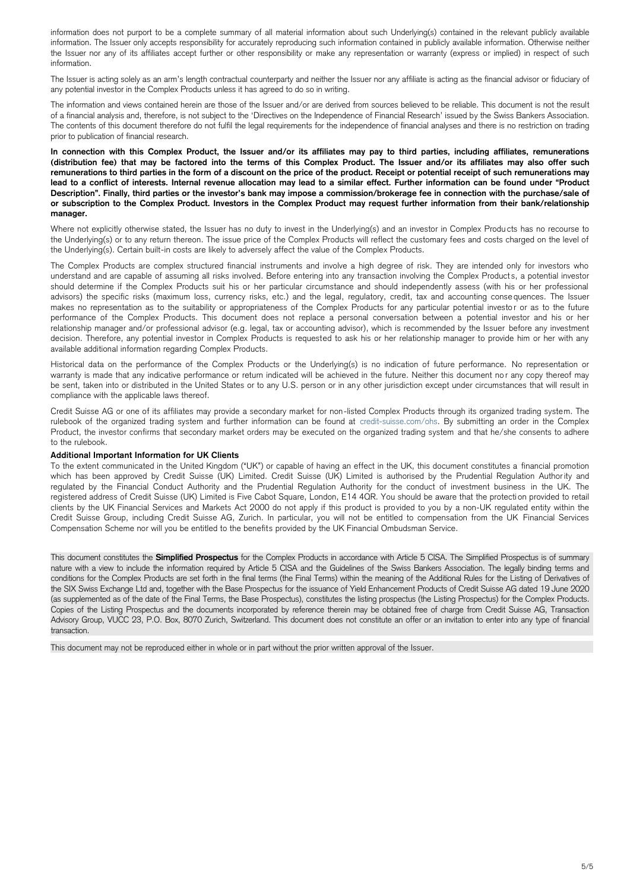information does not purport to be a complete summary of all material information about such Underlying(s) contained in the relevant publicly available information. The Issuer only accepts responsibility for accurately reproducing such information contained in publicly available information. Otherwise neither the Issuer nor any of its affiliates accept further or other responsibility or make any representation or warranty (express or implied) in respect of such information.

The Issuer is acting solely as an arm's length contractual counterparty and neither the Issuer nor any affiliate is acting as the financial advisor or fiduciary of any potential investor in the Complex Products unless it has agreed to do so in writing.

The information and views contained herein are those of the Issuer and/or are derived from sources believed to be reliable. This document is not the result of a financial analysis and, therefore, is not subject to the 'Directives on the Independence of Financial Research' issued by the Swiss Bankers Association. The contents of this document therefore do not fulfil the legal requirements for the independence of financial analyses and there is no restriction on trading prior to publication of financial research.

**In connection with this Complex Product, the Issuer and/or its affiliates may pay to third parties, including affiliates, remunerations (distribution fee) that may be factored into the terms of this Complex Product. The Issuer and/or its affiliates may also offer such remunerations to third parties in the form of a discount on the price of the product. Receipt or potential receipt of such remunerations may lead to a conflict of interests. Internal revenue allocation may lead to a similar effect. Further information can be found under "Product Description". Finally, third parties or the investor's bank may impose a commission/brokerage fee in connection with the purchase/sale of or subscription to the Complex Product. Investors in the Complex Product may request further information from their bank/relationship manager.**

Where not explicitly otherwise stated, the Issuer has no duty to invest in the Underlying(s) and an investor in Complex Products has no recourse to the Underlying(s) or to any return thereon. The issue price of the Complex Products will reflect the customary fees and costs charged on the level of the Underlying(s). Certain built-in costs are likely to adversely affect the value of the Complex Products.

The Complex Products are complex structured financial instruments and involve a high degree of risk. They are intended only for investors who understand and are capable of assuming all risks involved. Before entering into any transaction involving the Complex Products, a potential investor should determine if the Complex Products suit his or her particular circumstance and should independently assess (with his or her professional advisors) the specific risks (maximum loss, currency risks, etc.) and the legal, regulatory, credit, tax and accounting consequences. The Issuer makes no representation as to the suitability or appropriateness of the Complex Products for any particular potential investor or as to the future performance of the Complex Products. This document does not replace a personal conversation between a potential investor and his or her relationship manager and/or professional advisor (e.g. legal, tax or accounting advisor), which is recommended by the Issuer before any investment decision. Therefore, any potential investor in Complex Products is requested to ask his or her relationship manager to provide him or her with any available additional information regarding Complex Products.

Historical data on the performance of the Complex Products or the Underlying(s) is no indication of future performance. No representation or warranty is made that any indicative performance or return indicated will be achieved in the future. Neither this document nor any copy thereof may be sent, taken into or distributed in the United States or to any U.S. person or in any other jurisdiction except under circumstances that will result in compliance with the applicable laws thereof.

Credit Suisse AG or one of its affiliates may provide a secondary market for non-listed Complex Products through its organized trading system. The rulebook of the organized trading system and further information can be found at credit-suisse.com/ohs. By submitting an order in the Complex Product, the investor confirms that secondary market orders may be executed on the organized trading system and that he/she consents to adhere to the rulebook.

**Additional Important Information for UK Clients**

To the extent communicated in the United Kingdom ("UK") or capable of having an effect in the UK, this document constitutes a financial promotion which has been approved by Credit Suisse (UK) Limited. Credit Suisse (UK) Limited is authorised by the Prudential Regulation Authority and regulated by the Financial Conduct Authority and the Prudential Regulation Authority for the conduct of investment business in the UK. The registered address of Credit Suisse (UK) Limited is Five Cabot Square, London, E14 4QR. You should be aware that the protection provided to retail clients by the UK Financial Services and Markets Act 2000 do not apply if this product is provided to you by a non-UK regulated entity within the Credit Suisse Group, including Credit Suisse AG, Zurich. In particular, you will not be entitled to compensation from the UK Financial Services Compensation Scheme nor will you be entitled to the benefits provided by the UK Financial Ombudsman Service.

This document constitutes the **Simplified Prospectus** for the Complex Products in accordance with Article 5 CISA. The Simplified Prospectus is of summary nature with a view to include the information required by Article 5 CISA and the Guidelines of the Swiss Bankers Association. The legally binding terms and conditions for the Complex Products are set forth in the final terms (the Final Terms) within the meaning of the Additional Rules for the Listing of Derivatives of the SIX Swiss Exchange Ltd and, together with the Base Prospectus for the issuance of Yield Enhancement Products of Credit Suisse AG dated 19 June 2020 (as supplemented as of the date of the Final Terms, the Base Prospectus), constitutes the listing prospectus (the Listing Prospectus) for the Complex Products. Copies of the Listing Prospectus and the documents incorporated by reference therein may be obtained free of charge from Credit Suisse AG, Transaction Advisory Group, VUCC 23, P.O. Box, 8070 Zurich, Switzerland. This document does not constitute an offer or an invitation to enter into any type of financial transaction.

This document may not be reproduced either in whole or in part without the prior written approval of the Issuer.